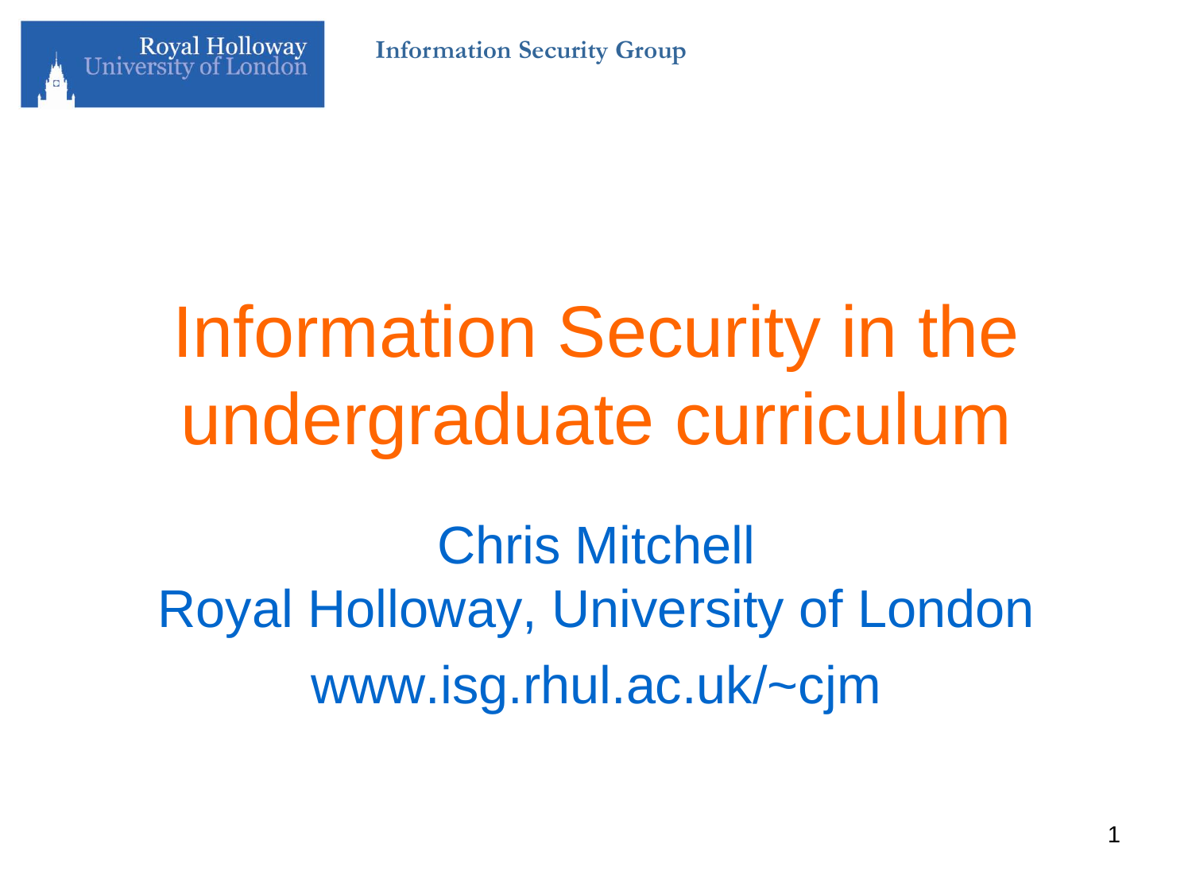# Information Security in the undergraduate curriculum

Chris Mitchell
Royal Holloway, University of London
www.isg.rhul.ac.uk/~cjm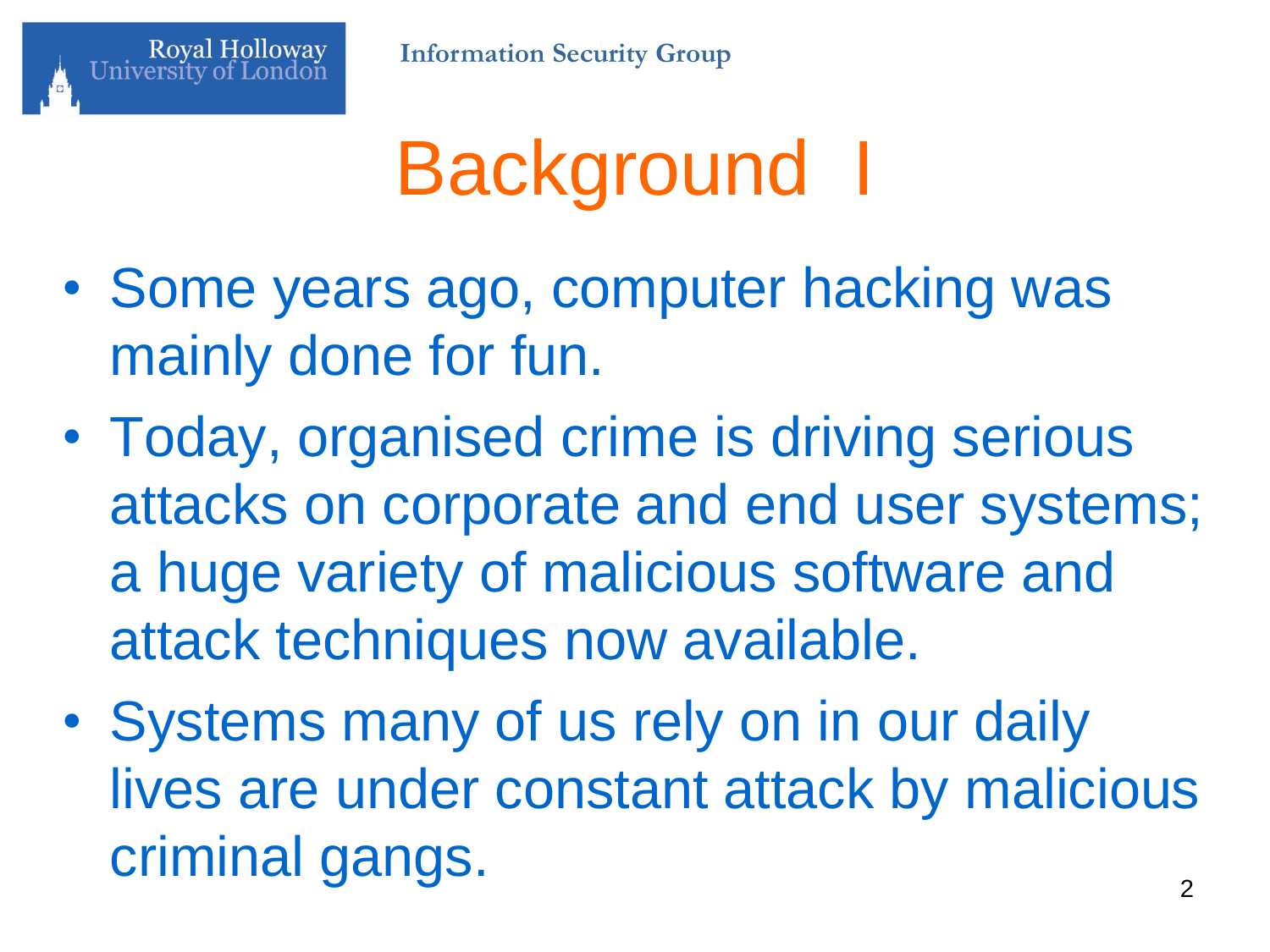# Background I

- Some years ago, computer hacking was mainly done for fun.
- Today, organised crime is driving serious attacks on corporate and end user systems; a huge variety of malicious software and attack techniques now available.
- Systems many of us rely on in our daily lives are under constant attack by malicious criminal gangs.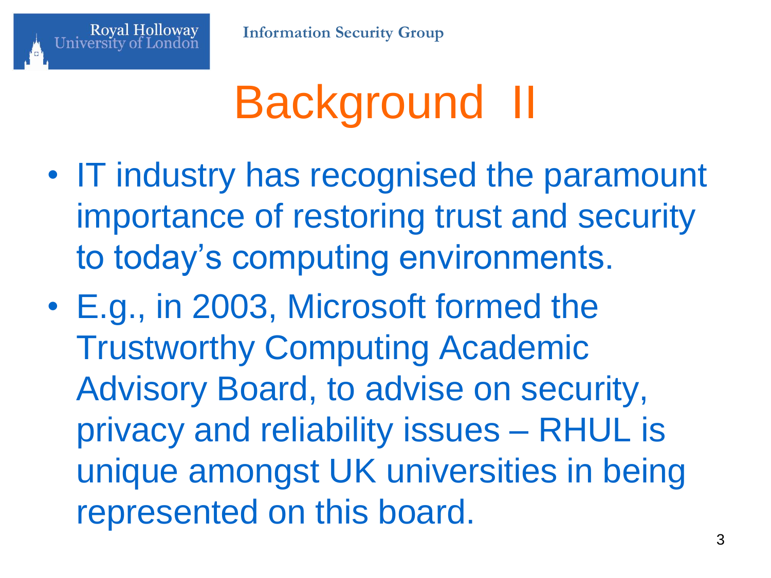# Background II

- IT industry has recognised the paramount importance of restoring trust and security to today's computing environments.
- E.g., in 2003, Microsoft formed the Trustworthy Computing Academic Advisory Board, to advise on security, privacy and reliability issues – RHUL is unique amongst UK universities in being represented on this board.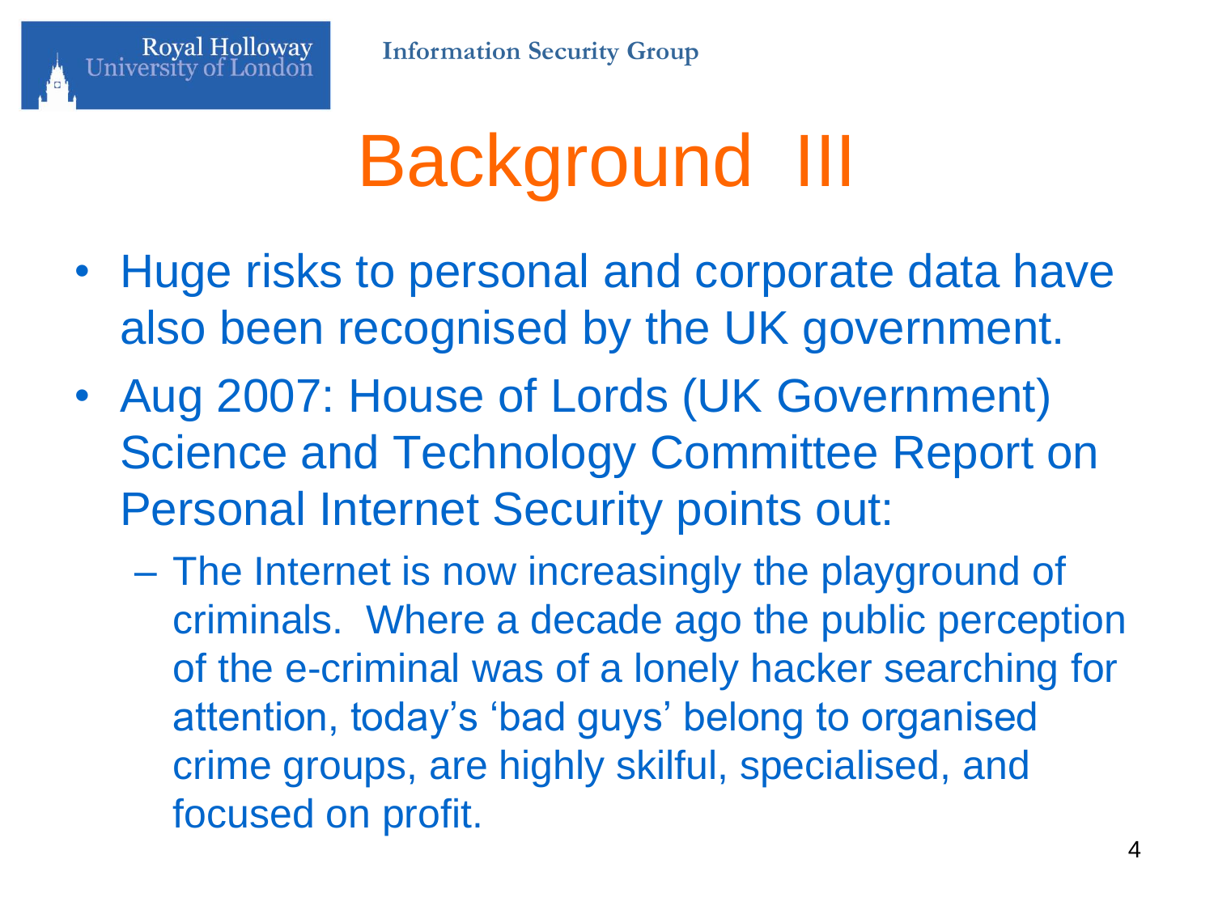# Background III

- Huge risks to personal and corporate data have also been recognised by the UK government.
- Aug 2007: House of Lords (UK Government) Science and Technology Committee Report on Personal Internet Security points out:
  - The Internet is now increasingly the playground of criminals. Where a decade ago the public perception of the e-criminal was of a lonely hacker searching for attention, today's 'bad guys' belong to organised crime groups, are highly skilful, specialised, and focused on profit.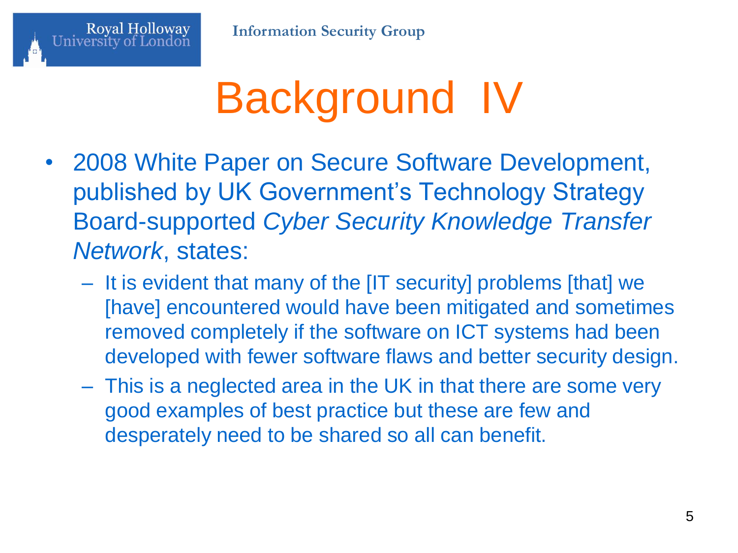# Background IV

- 2008 White Paper on Secure Software Development, published by UK Government's Technology Strategy Board-supported *Cyber Security Knowledge Transfer Network*, states:
  - It is evident that many of the [IT security] problems [that] we [have] encountered would have been mitigated and sometimes removed completely if the software on ICT systems had been developed with fewer software flaws and better security design.
  - This is a neglected area in the UK in that there are some very good examples of best practice but these are few and desperately need to be shared so all can benefit.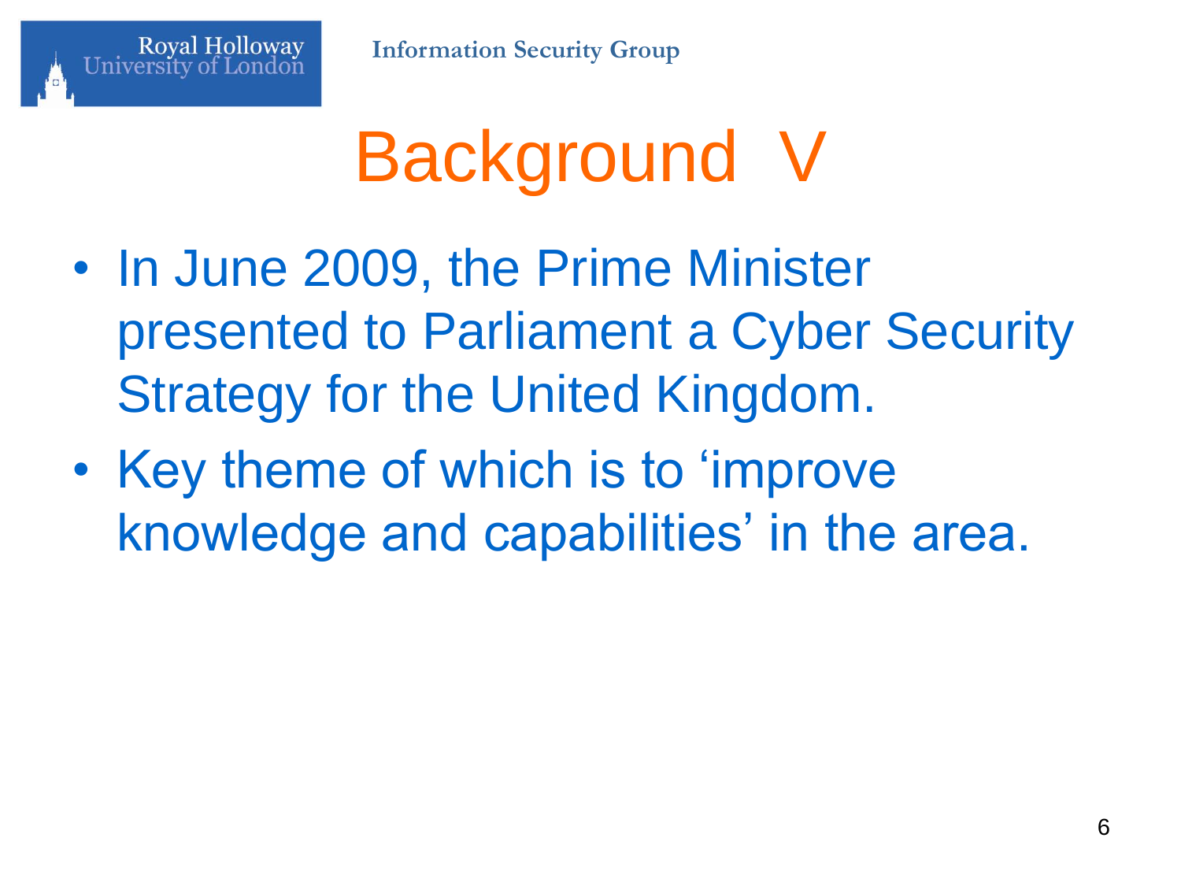# Background V

- In June 2009, the Prime Minister presented to Parliament a Cyber Security Strategy for the United Kingdom.
- Key theme of which is to 'improve knowledge and capabilities' in the area.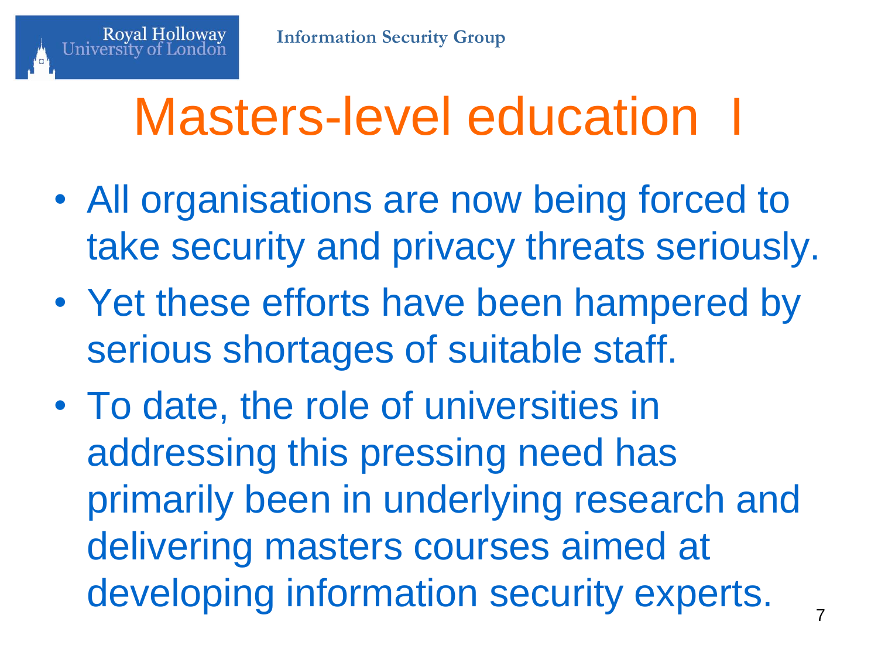# Masters-level education I

- All organisations are now being forced to take security and privacy threats seriously.
- Yet these efforts have been hampered by serious shortages of suitable staff.
- To date, the role of universities in addressing this pressing need has primarily been in underlying research and delivering masters courses aimed at developing information security experts.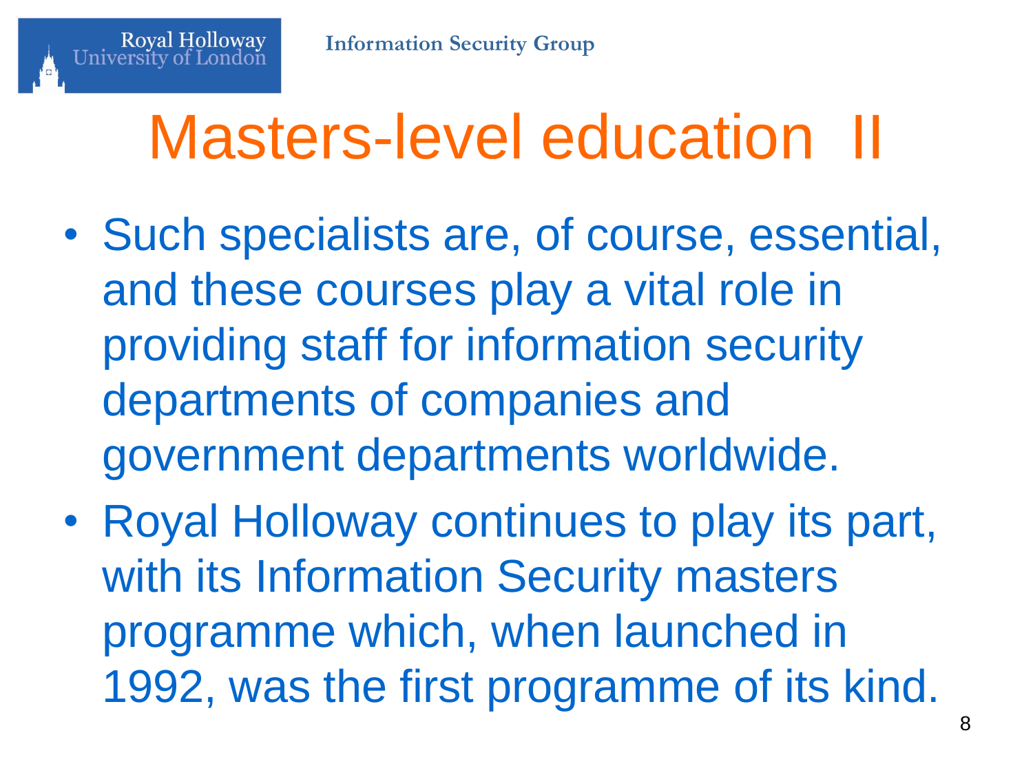# Masters-level education II

- Such specialists are, of course, essential, and these courses play a vital role in providing staff for information security departments of companies and government departments worldwide.
- Royal Holloway continues to play its part, with its Information Security masters programme which, when launched in 1992, was the first programme of its kind.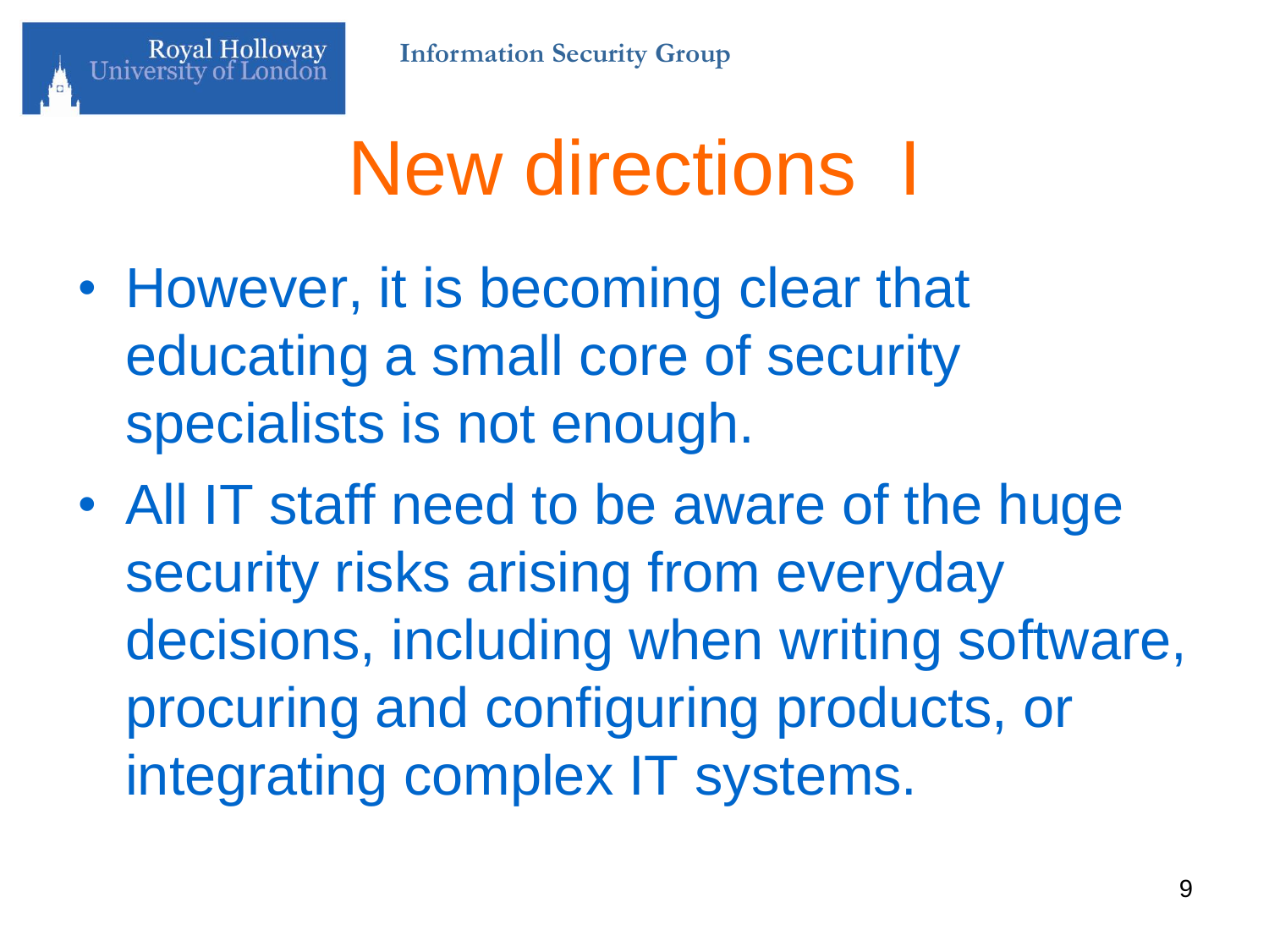# New directions I

- However, it is becoming clear that educating a small core of security specialists is not enough.
- All IT staff need to be aware of the huge security risks arising from everyday decisions, including when writing software, procuring and configuring products, or integrating complex IT systems.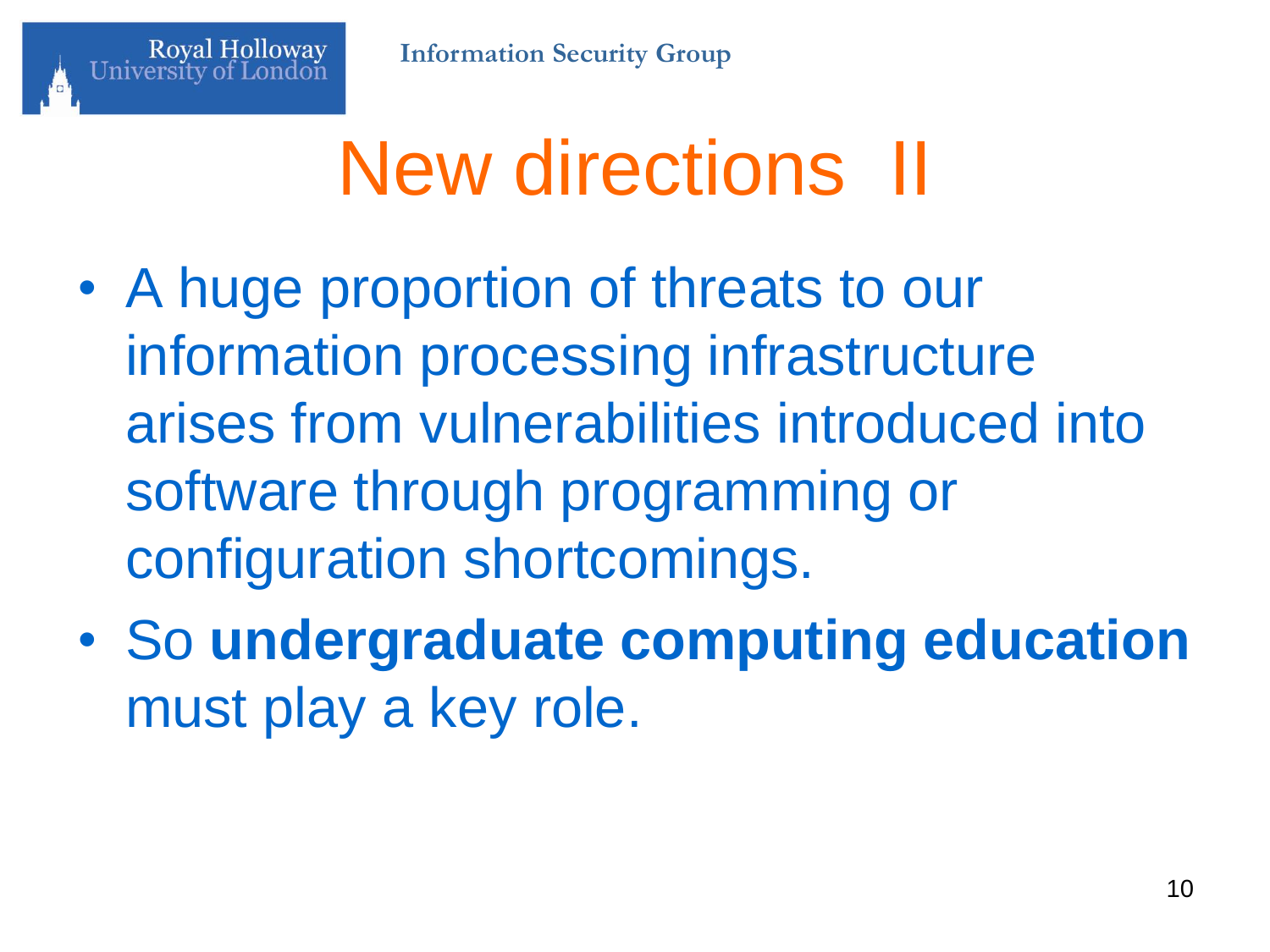# New directions II

- A huge proportion of threats to our information processing infrastructure arises from vulnerabilities introduced into software through programming or configuration shortcomings.
- So **undergraduate computing education** must play a key role.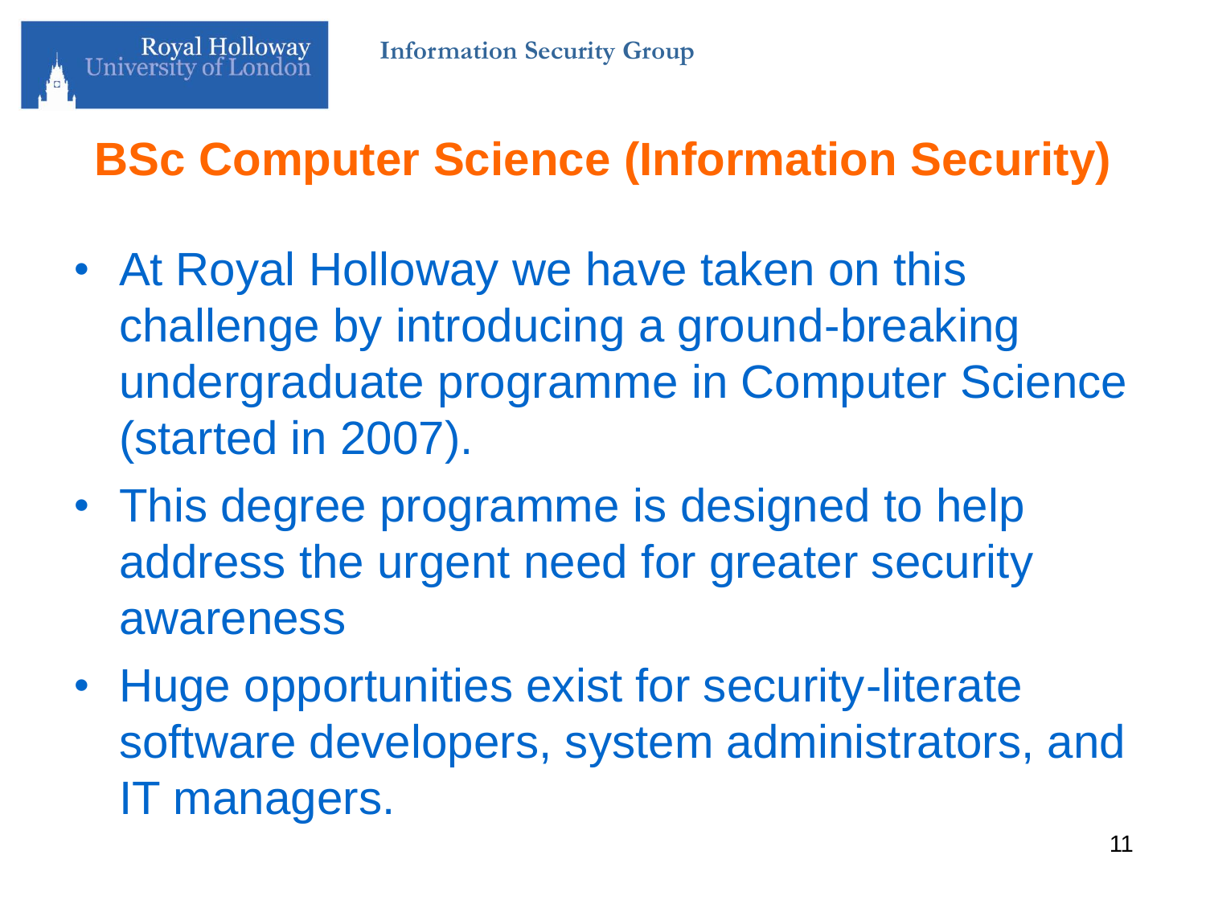# BSc Computer Science (Information Security)

- At Royal Holloway we have taken on this challenge by introducing a ground-breaking undergraduate programme in Computer Science (started in 2007).
- This degree programme is designed to help address the urgent need for greater security awareness
- Huge opportunities exist for security-literate software developers, system administrators, and IT managers.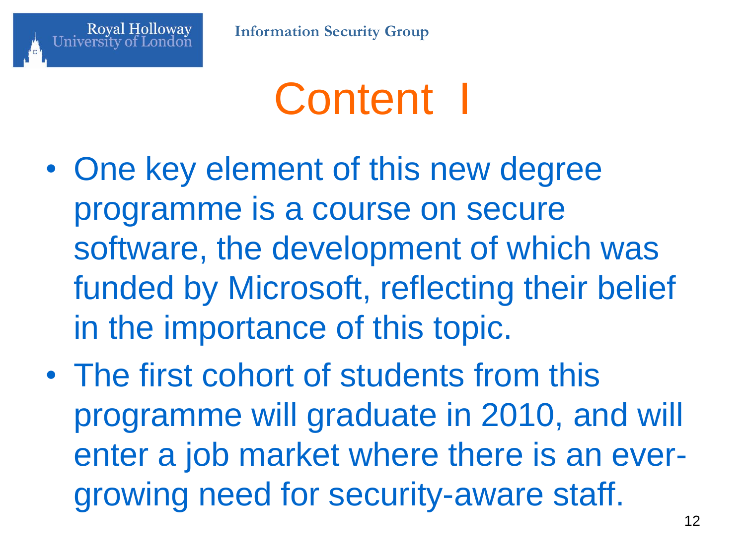# Content I

- One key element of this new degree programme is a course on secure software, the development of which was funded by Microsoft, reflecting their belief in the importance of this topic.
- The first cohort of students from this programme will graduate in 2010, and will enter a job market where there is an ever-growing need for security-aware staff.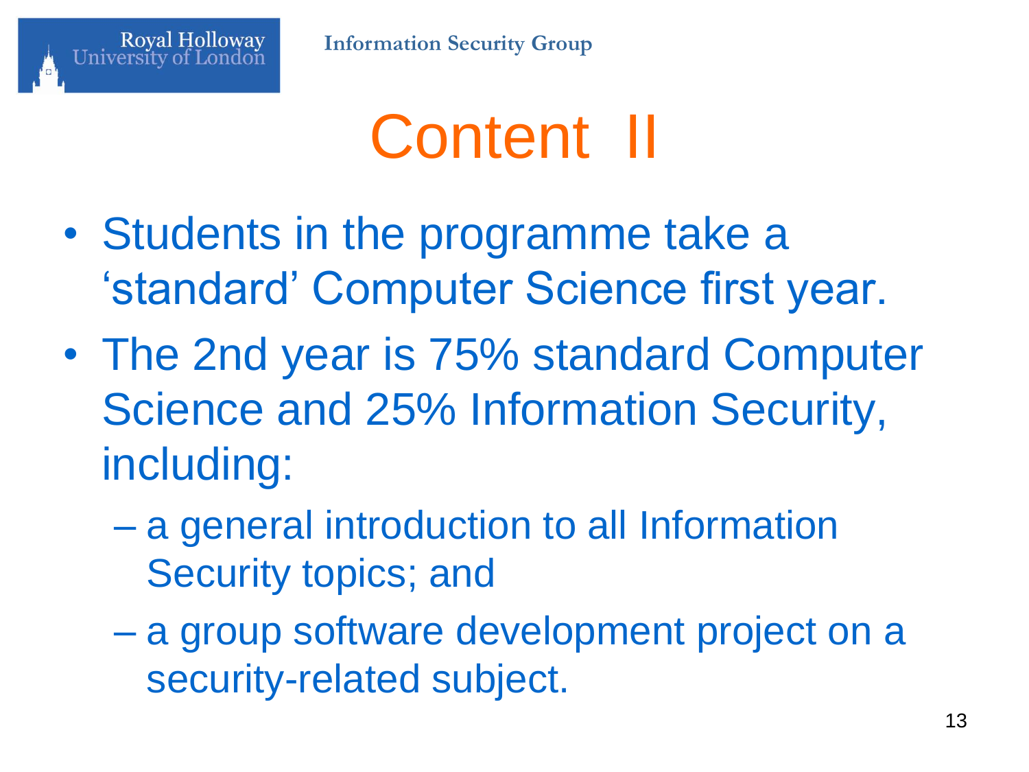# Content II

- Students in the programme take a ‘standard’ Computer Science first year.
- The 2nd year is 75% standard Computer Science and 25% Information Security, including:
  - a general introduction to all Information Security topics; and
  - a group software development project on a security-related subject.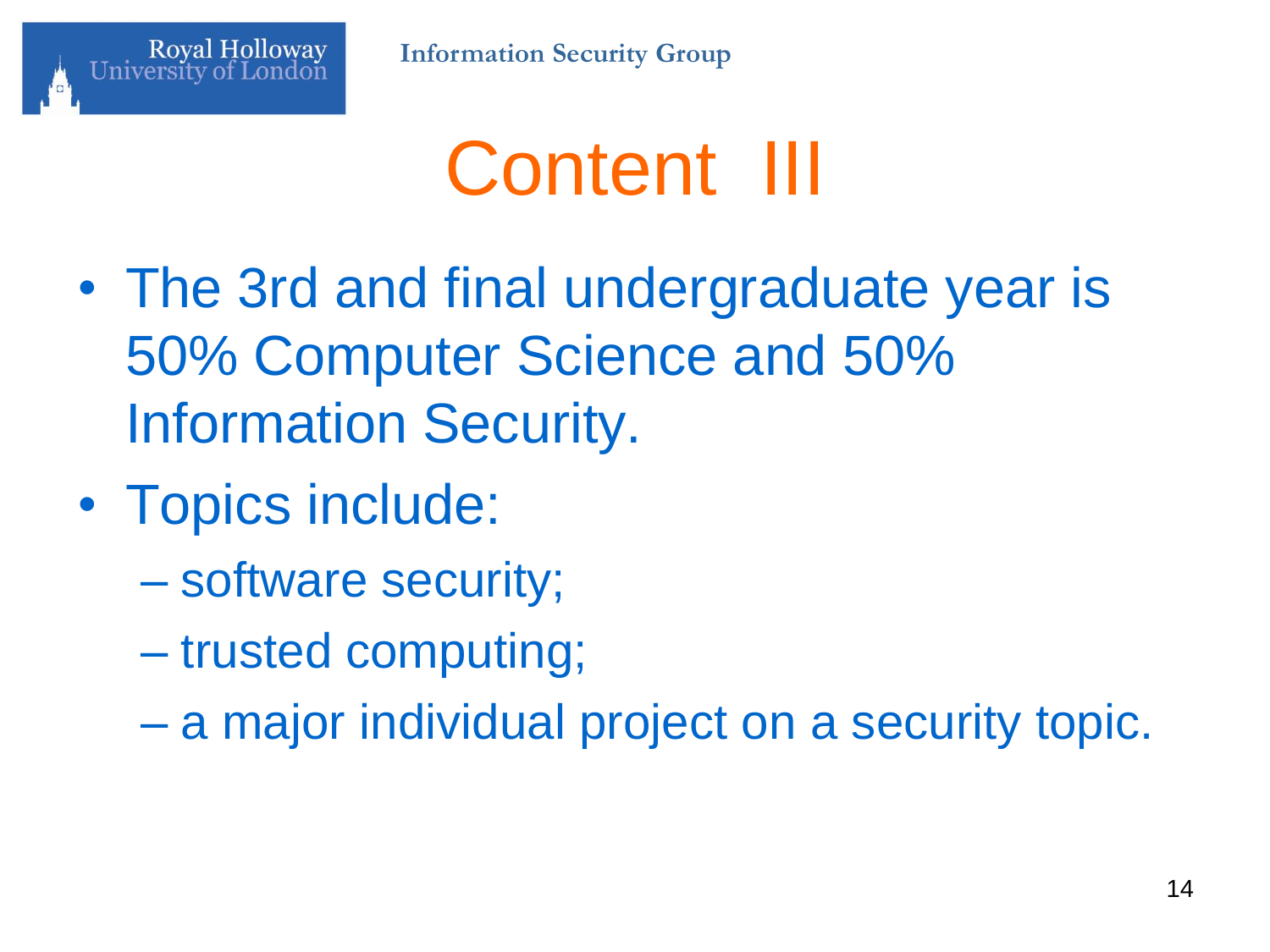# Content III

- The 3rd and final undergraduate year is 50% Computer Science and 50% Information Security.
- Topics include:
  - software security;
  - trusted computing;
  - a major individual project on a security topic.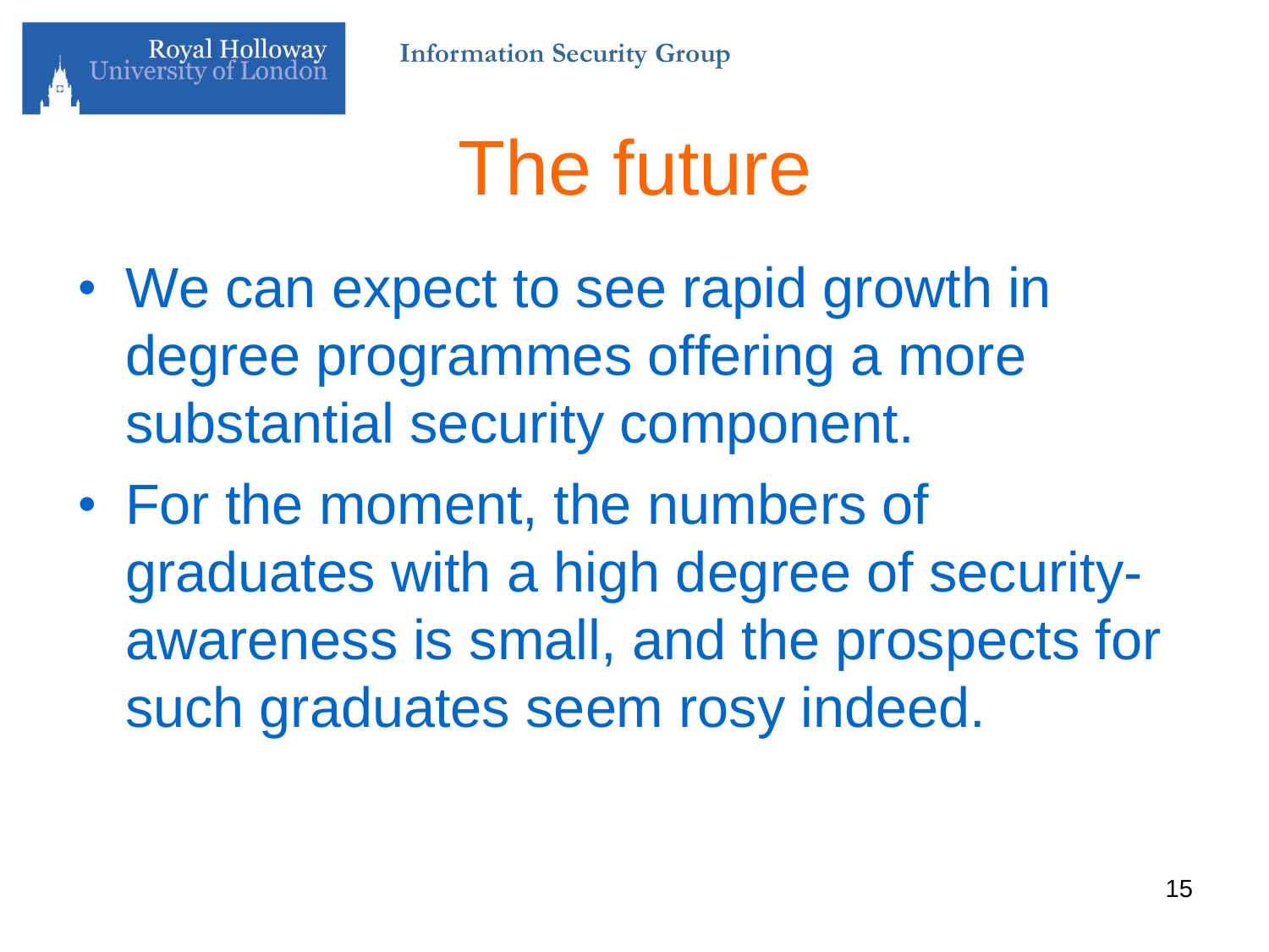# The future

- We can expect to see rapid growth in degree programmes offering a more substantial security component.
- For the moment, the numbers of graduates with a high degree of security-awareness is small, and the prospects for such graduates seem rosy indeed.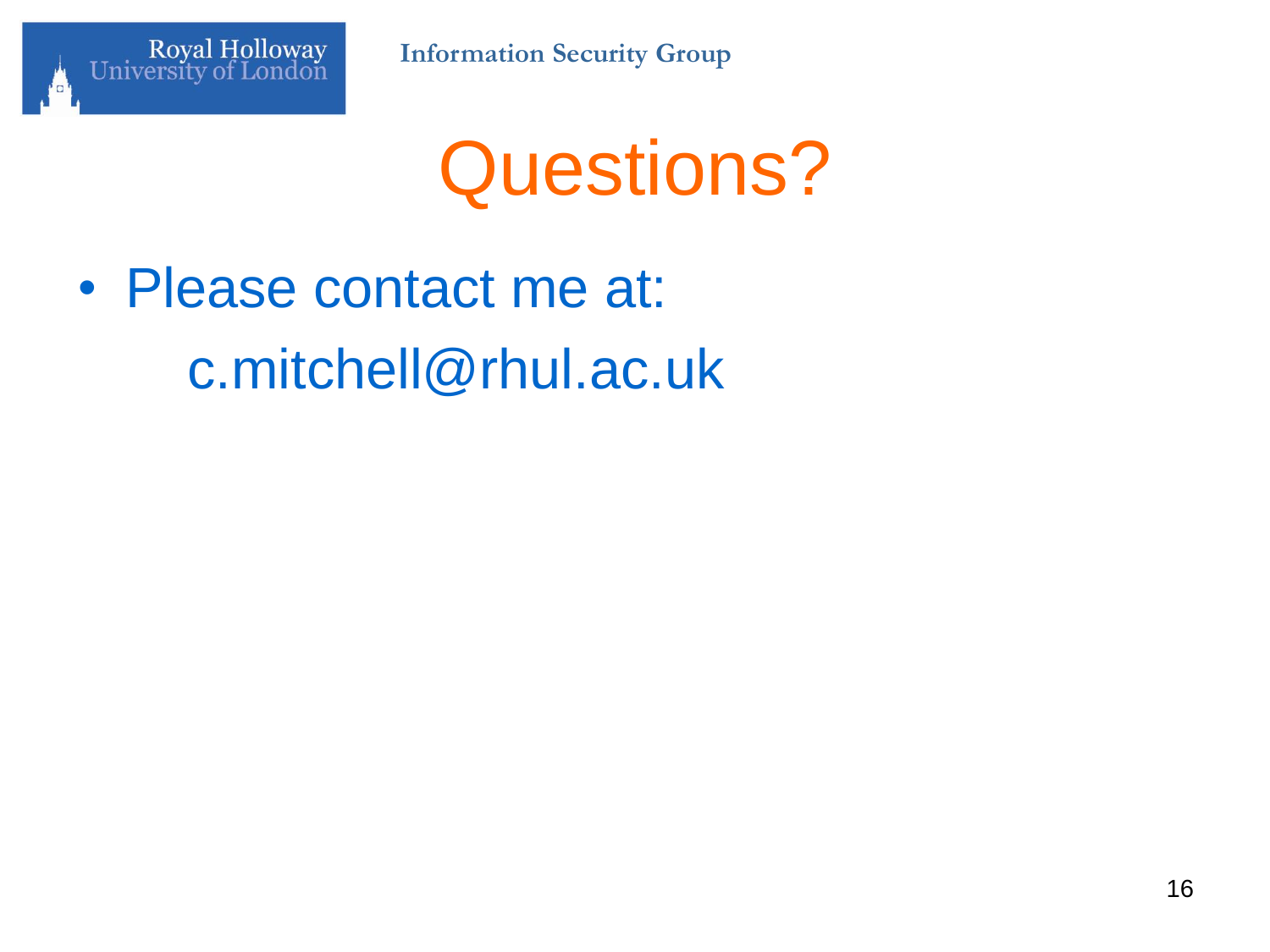# Questions?

- Please contact me at:

  c.mitchell@rhul.ac.uk